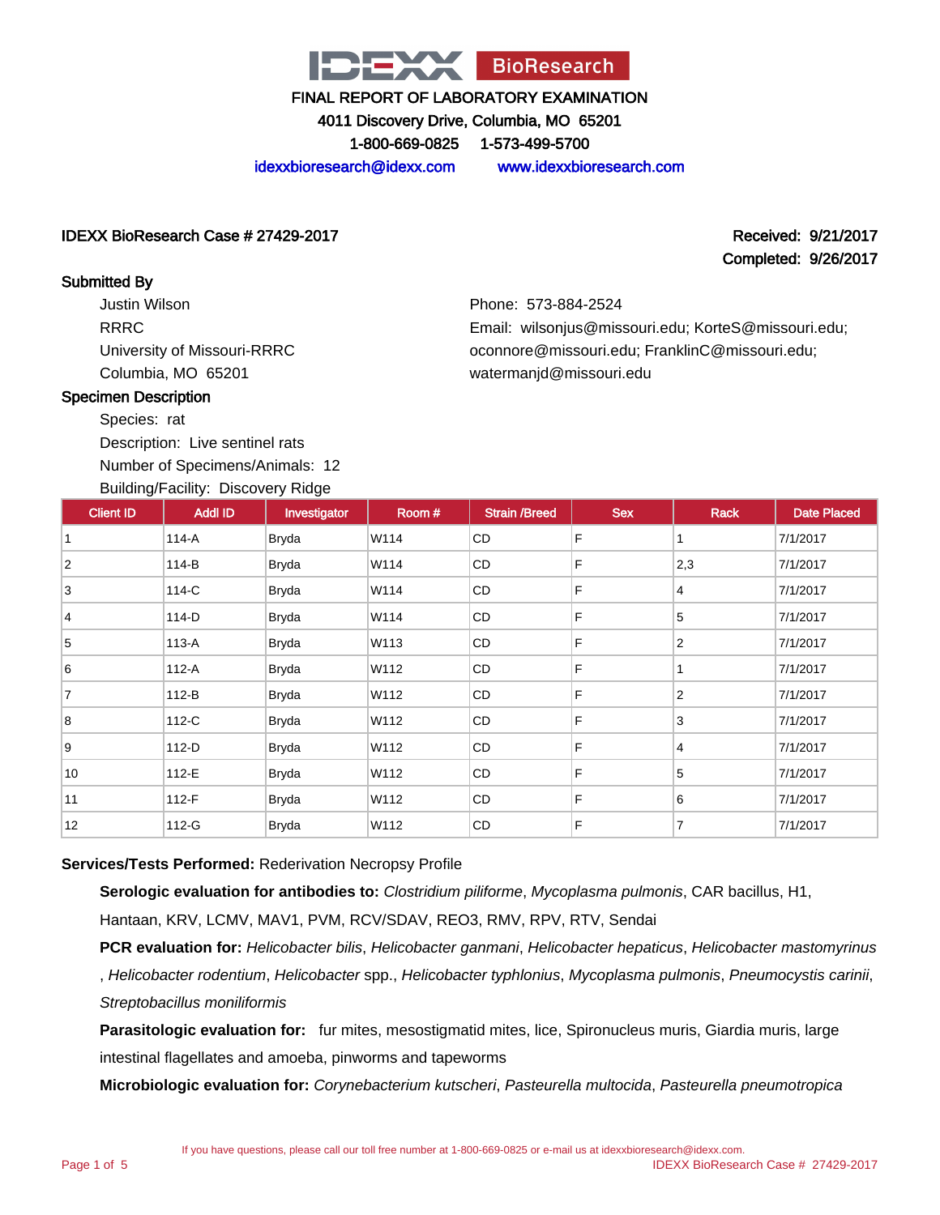IDEXX BioResearch

FINAL REPORT OF LABORATORY EXAMINATION

4011 Discovery Drive, Columbia, MO 65201

1-800-669-0825 1-573-499-5700

idexxbioresearch@idexx.com www.idexxbioresearch.com

**IDEXX BioResearch Case # 27429-2017**

**Received: 9/21/2017**
**Completed: 9/26/2017**

**Submitted By**

Justin Wilson
RRRC
University of Missouri-RRRC
Columbia, MO 65201

Phone: 573-884-2524
Email: wilsonjus@missouri.edu; KorteS@missouri.edu; oconnore@missouri.edu; FranklinC@missouri.edu; watermanjd@missouri.edu

**Specimen Description**

Species: rat
Description: Live sentinel rats
Number of Specimens/Animals: 12
Building/Facility: Discovery Ridge

| Client ID | Addl ID | Investigator | Room # | Strain /Breed | Sex | Rack | Date Placed |
|---|---|---|---|---|---|---|---|
| 1 | 114-A | Bryda | W114 | CD | F | 1 | 7/1/2017 |
| 2 | 114-B | Bryda | W114 | CD | F | 2,3 | 7/1/2017 |
| 3 | 114-C | Bryda | W114 | CD | F | 4 | 7/1/2017 |
| 4 | 114-D | Bryda | W114 | CD | F | 5 | 7/1/2017 |
| 5 | 113-A | Bryda | W113 | CD | F | 2 | 7/1/2017 |
| 6 | 112-A | Bryda | W112 | CD | F | 1 | 7/1/2017 |
| 7 | 112-B | Bryda | W112 | CD | F | 2 | 7/1/2017 |
| 8 | 112-C | Bryda | W112 | CD | F | 3 | 7/1/2017 |
| 9 | 112-D | Bryda | W112 | CD | F | 4 | 7/1/2017 |
| 10 | 112-E | Bryda | W112 | CD | F | 5 | 7/1/2017 |
| 11 | 112-F | Bryda | W112 | CD | F | 6 | 7/1/2017 |
| 12 | 112-G | Bryda | W112 | CD | F | 7 | 7/1/2017 |

**Services/Tests Performed:** Rederivation Necropsy Profile

**Serologic evaluation for antibodies to:** *Clostridium piliforme*, *Mycoplasma pulmonis*, CAR bacillus, H1, Hantaan, KRV, LCMV, MAV1, PVM, RCV/SDAV, REO3, RMV, RPV, RTV, Sendai

**PCR evaluation for:** *Helicobacter bilis*, *Helicobacter ganmani*, *Helicobacter hepaticus*, *Helicobacter mastomyrinus*, *Helicobacter rodentium*, *Helicobacter* spp., *Helicobacter typhlonius*, *Mycoplasma pulmonis*, *Pneumocystis carinii*, *Streptobacillus moniliformis*

**Parasitologic evaluation for:** fur mites, mesostigmatid mites, lice, Spironucleus muris, Giardia muris, large intestinal flagellates and amoeba, pinworms and tapeworms

**Microbiologic evaluation for:** *Corynebacterium kutscheri*, *Pasteurella multocida*, *Pasteurella pneumotropica*

If you have questions, please call our toll free number at 1-800-669-0825 or e-mail us at idexxbioresearch@idexx.com.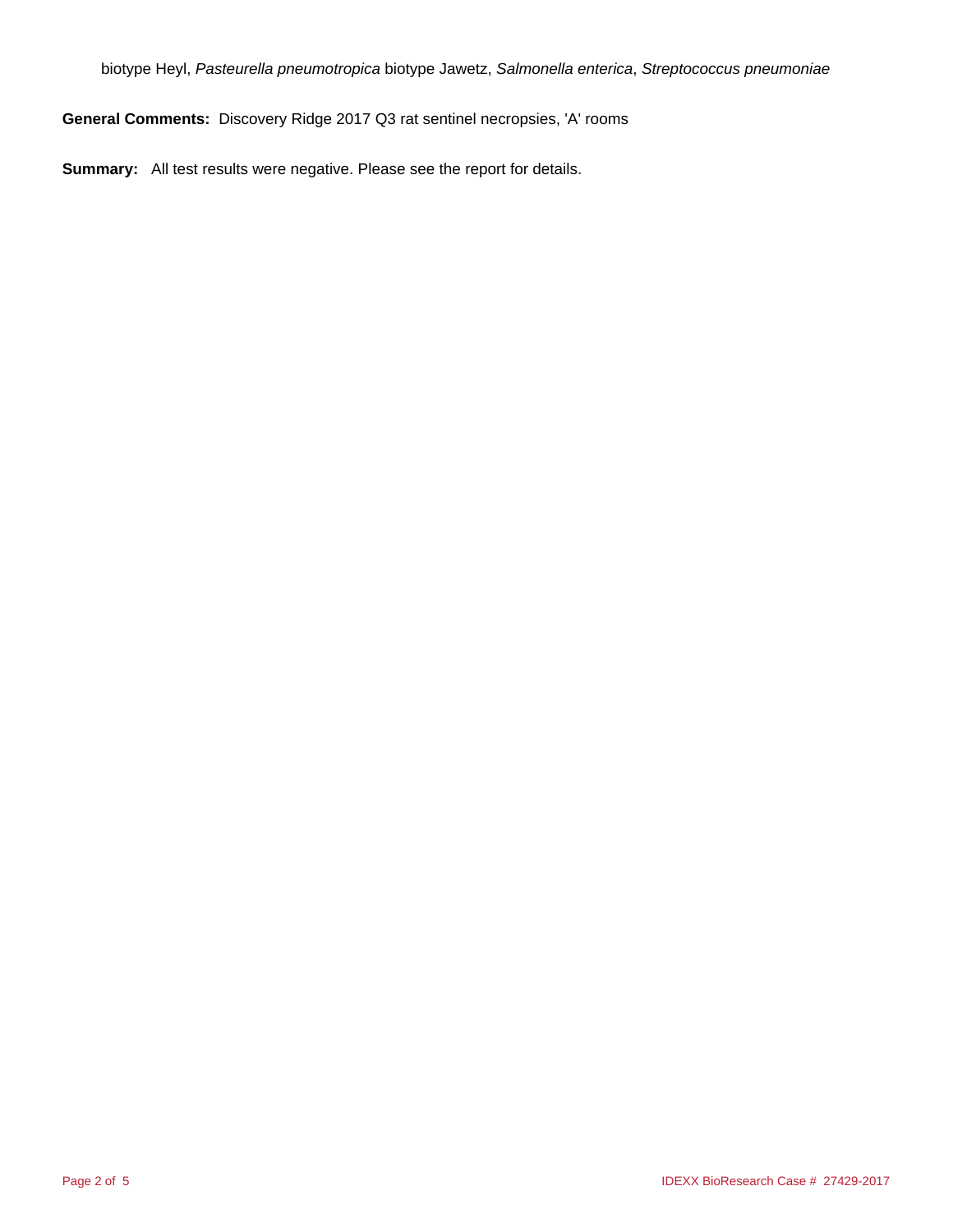biotype Heyl, *Pasteurella pneumotropica* biotype Jawetz, *Salmonella enterica*, *Streptococcus pneumoniae*

**General Comments:** Discovery Ridge 2017 Q3 rat sentinel necropsies, 'A' rooms

**Summary:** All test results were negative. Please see the report for details.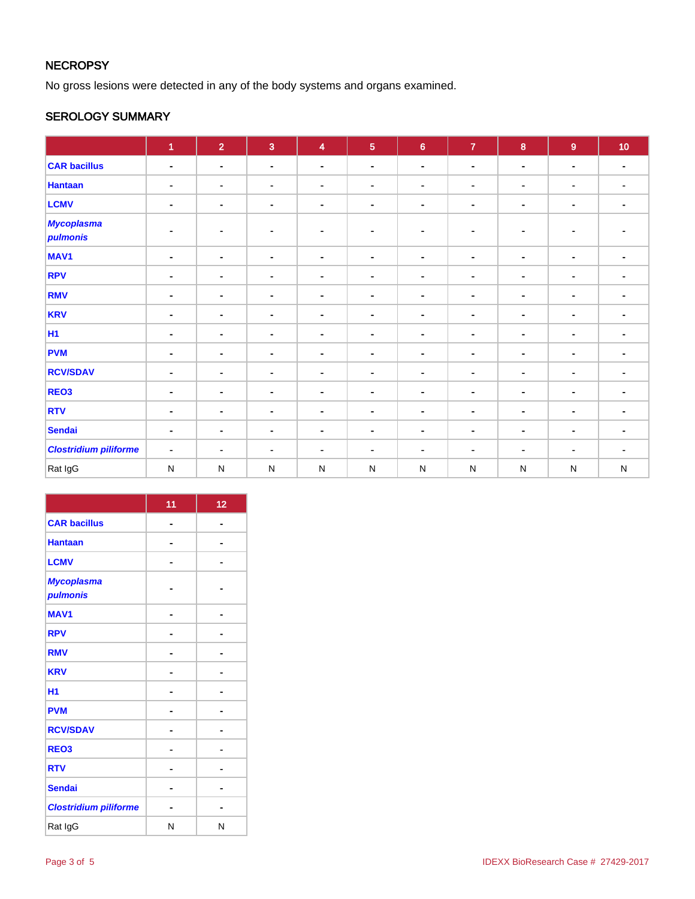## NECROPSY

No gross lesions were detected in any of the body systems and organs examined.

## SEROLOGY SUMMARY

| | 1 | 2 | 3 | 4 | 5 | 6 | 7 | 8 | 9 | 10 |
|---|---|---|---|---|---|---|---|---|---|---|
| CAR bacillus | - | - | - | - | - | - | - | - | - | - |
| Hantaan | - | - | - | - | - | - | - | - | - | - |
| LCMV | - | - | - | - | - | - | - | - | - | - |
| *Mycoplasma pulmonis* | - | - | - | - | - | - | - | - | - | - |
| MAV1 | - | - | - | - | - | - | - | - | - | - |
| RPV | - | - | - | - | - | - | - | - | - | - |
| RMV | - | - | - | - | - | - | - | - | - | - |
| KRV | - | - | - | - | - | - | - | - | - | - |
| H1 | - | - | - | - | - | - | - | - | - | - |
| PVM | - | - | - | - | - | - | - | - | - | - |
| RCV/SDAV | - | - | - | - | - | - | - | - | - | - |
| REO3 | - | - | - | - | - | - | - | - | - | - |
| RTV | - | - | - | - | - | - | - | - | - | - |
| Sendai | - | - | - | - | - | - | - | - | - | - |
| *Clostridium piliforme* | - | - | - | - | - | - | - | - | - | - |
| Rat IgG | N | N | N | N | N | N | N | N | N | N |

| | 11 | 12 |
|---|---|---|
| CAR bacillus | - | - |
| Hantaan | - | - |
| LCMV | - | - |
| *Mycoplasma pulmonis* | - | - |
| MAV1 | - | - |
| RPV | - | - |
| RMV | - | - |
| KRV | - | - |
| H1 | - | - |
| PVM | - | - |
| RCV/SDAV | - | - |
| REO3 | - | - |
| RTV | - | - |
| Sendai | - | - |
| *Clostridium piliforme* | - | - |
| Rat IgG | N | N |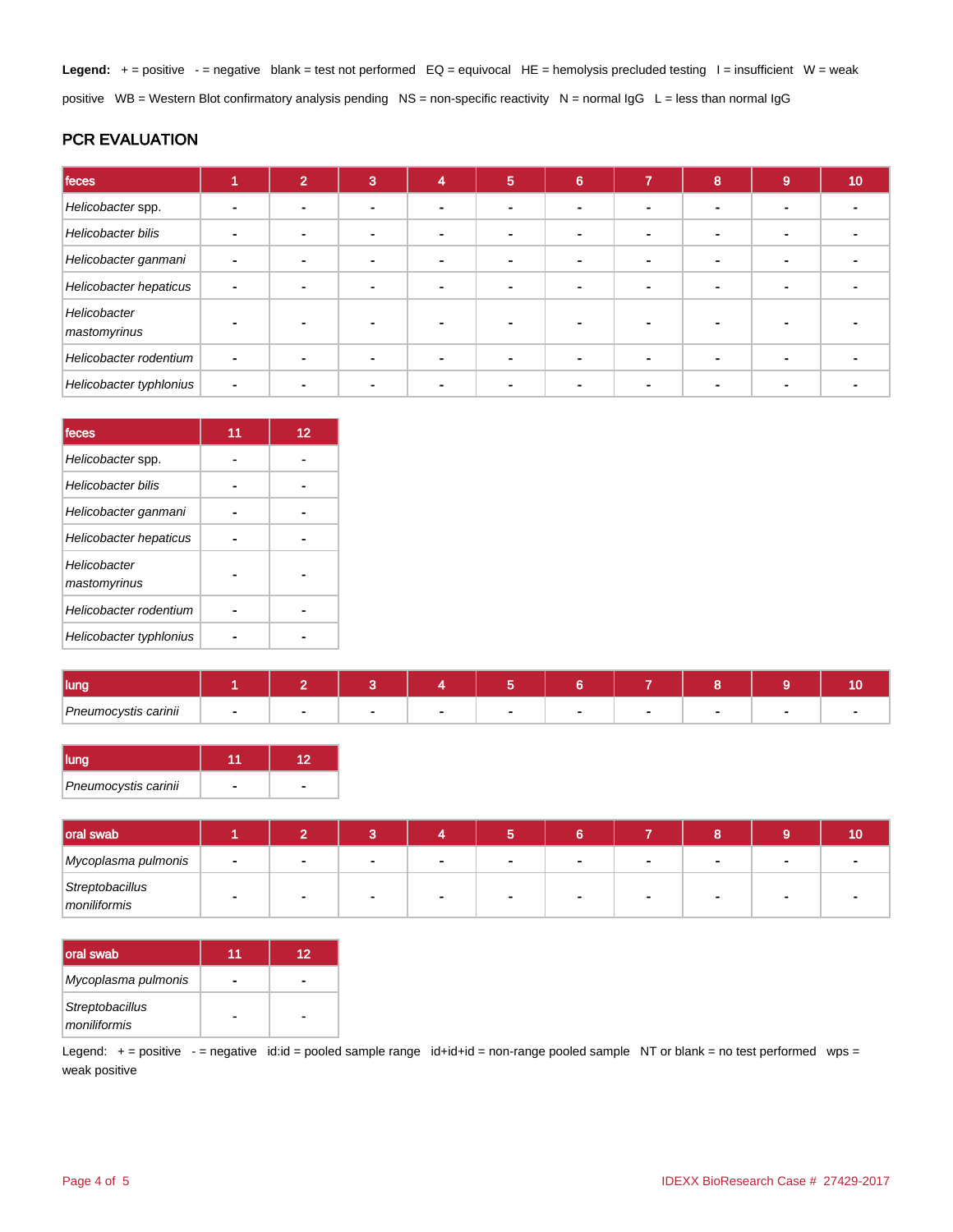**Legend:** + = positive - = negative blank = test not performed EQ = equivocal HE = hemolysis precluded testing I = insufficient W = weak positive WB = Western Blot confirmatory analysis pending NS = non-specific reactivity N = normal IgG L = less than normal IgG

## PCR EVALUATION

| feces | 1 | 2 | 3 | 4 | 5 | 6 | 7 | 8 | 9 | 10 |
|---|---|---|---|---|---|---|---|---|---|---|
| *Helicobacter* spp. | - | - | - | - | - | - | - | - | - | - |
| *Helicobacter bilis* | - | - | - | - | - | - | - | - | - | - |
| *Helicobacter ganmani* | - | - | - | - | - | - | - | - | - | - |
| *Helicobacter hepaticus* | - | - | - | - | - | - | - | - | - | - |
| *Helicobacter mastomyrinus* | - | - | - | - | - | - | - | - | - | - |
| *Helicobacter rodentium* | - | - | - | - | - | - | - | - | - | - |
| *Helicobacter typhlonius* | - | - | - | - | - | - | - | - | - | - |

| feces | 11 | 12 |
|---|---|---|
| *Helicobacter* spp. | - | - |
| *Helicobacter bilis* | - | - |
| *Helicobacter ganmani* | - | - |
| *Helicobacter hepaticus* | - | - |
| *Helicobacter mastomyrinus* | - | - |
| *Helicobacter rodentium* | - | - |
| *Helicobacter typhlonius* | - | - |

| lung | 1 | 2 | 3 | 4 | 5 | 6 | 7 | 8 | 9 | 10 |
|---|---|---|---|---|---|---|---|---|---|---|
| *Pneumocystis carinii* | - | - | - | - | - | - | - | - | - | - |

| lung | 11 | 12 |
|---|---|---|
| *Pneumocystis carinii* | - | - |

| oral swab | 1 | 2 | 3 | 4 | 5 | 6 | 7 | 8 | 9 | 10 |
|---|---|---|---|---|---|---|---|---|---|---|
| *Mycoplasma pulmonis* | - | - | - | - | - | - | - | - | - | - |
| *Streptobacillus moniliformis* | - | - | - | - | - | - | - | - | - | - |

| oral swab | 11 | 12 |
|---|---|---|
| *Mycoplasma pulmonis* | - | - |
| *Streptobacillus moniliformis* | - | - |

Legend: + = positive - = negative id:id = pooled sample range id+id+id = non-range pooled sample NT or blank = no test performed wps = weak positive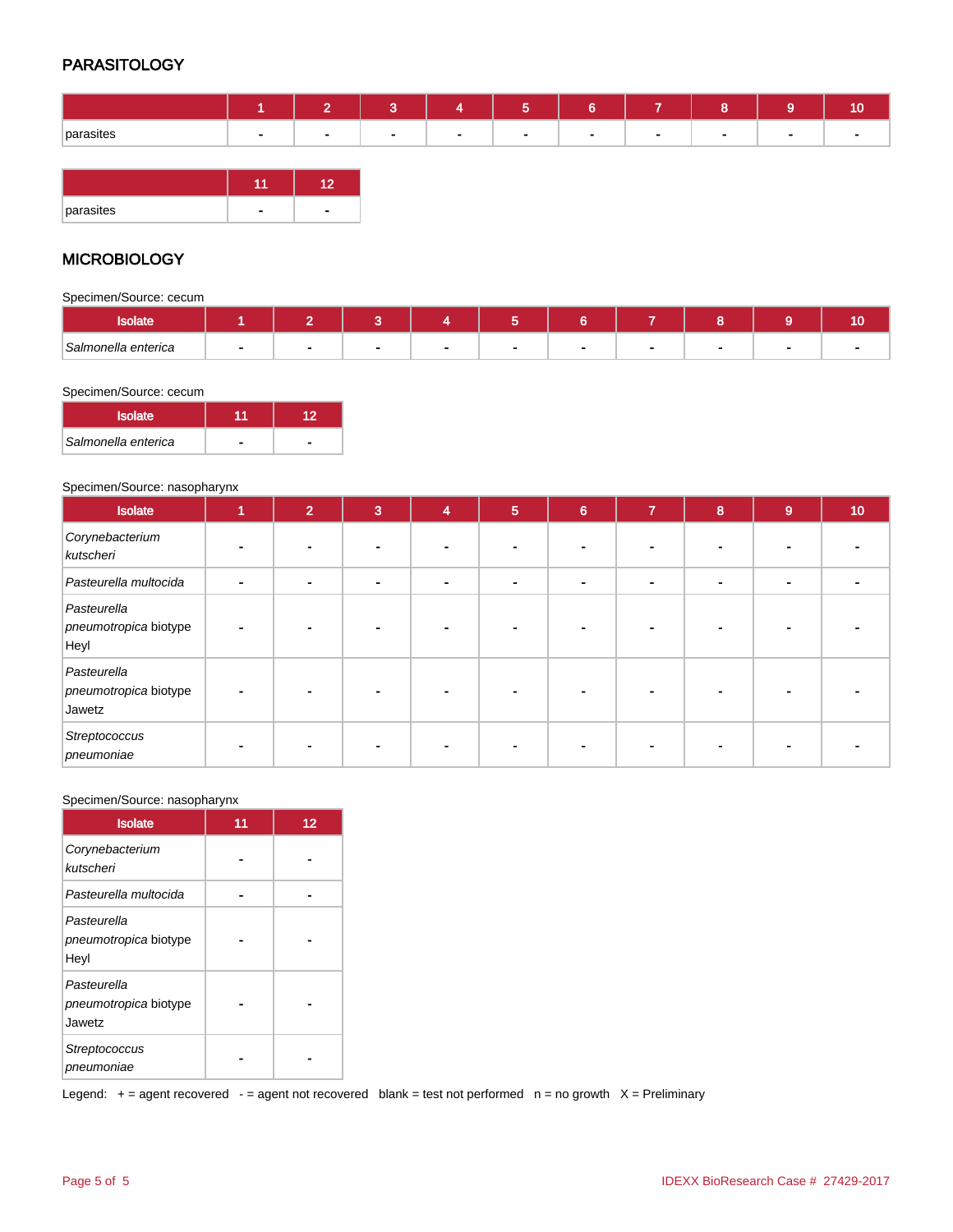## PARASITOLOGY

| | 1 | 2 | 3 | 4 | 5 | 6 | 7 | 8 | 9 | 10 | 11 | 12 |
|---|---|---|---|---|---|---|---|---|---|---|---|---|
| parasites | - | - | - | - | - | - | - | - | - | - | - | - |

## MICROBIOLOGY

Specimen/Source: cecum

| Isolate | 1 | 2 | 3 | 4 | 5 | 6 | 7 | 8 | 9 | 10 | 11 | 12 |
|---|---|---|---|---|---|---|---|---|---|---|---|---|
| *Salmonella enterica* | - | - | - | - | - | - | - | - | - | - | - | - |

Specimen/Source: nasopharynx

| Isolate | 1 | 2 | 3 | 4 | 5 | 6 | 7 | 8 | 9 | 10 | 11 | 12 |
|---|---|---|---|---|---|---|---|---|---|---|---|---|
| *Corynebacterium kutscheri* | - | - | - | - | - | - | - | - | - | - | - | - |
| *Pasteurella multocida* | - | - | - | - | - | - | - | - | - | - | - | - |
| *Pasteurella pneumotropica* biotype Heyl | - | - | - | - | - | - | - | - | - | - | - | - |
| *Pasteurella pneumotropica* biotype Jawetz | - | - | - | - | - | - | - | - | - | - | - | - |
| *Streptococcus pneumoniae* | - | - | - | - | - | - | - | - | - | - | - | - |

Legend: + = agent recovered - = agent not recovered blank = test not performed n = no growth X = Preliminary

IDEXX BioResearch Case # 27429-2017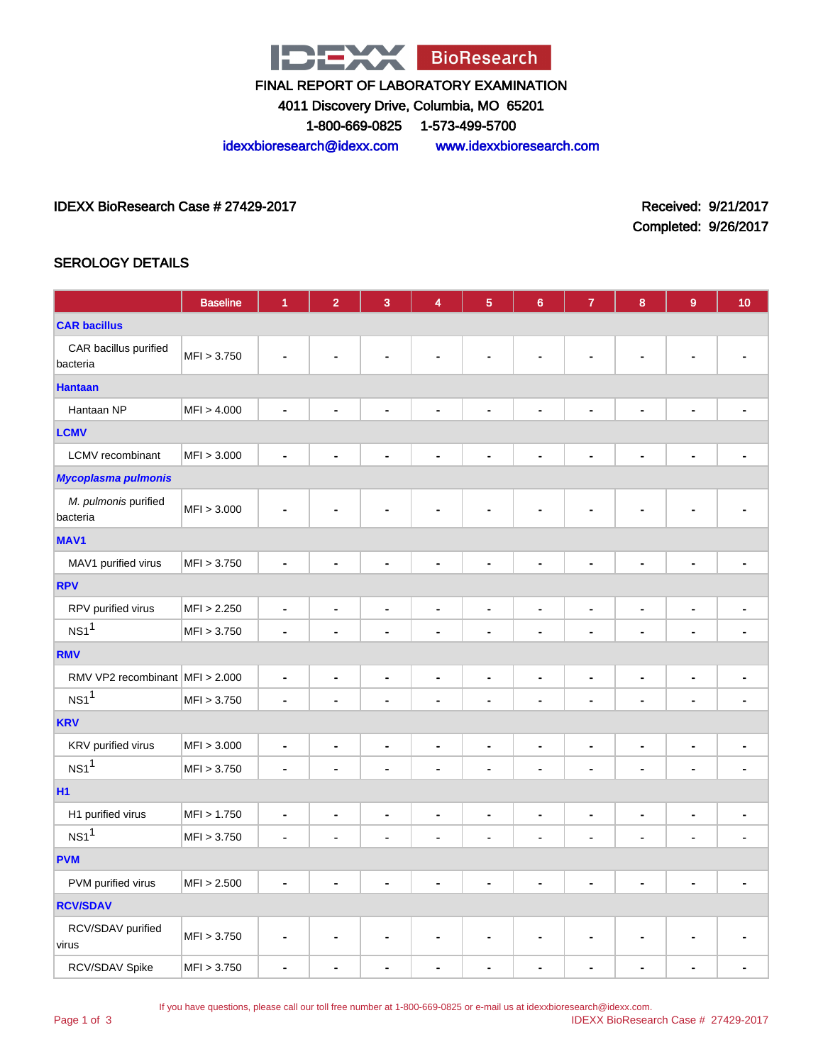IDEXX BioResearch

FINAL REPORT OF LABORATORY EXAMINATION

4011 Discovery Drive, Columbia, MO 65201

1-800-669-0825 1-573-499-5700

idexxbioresearch@idexx.com www.idexxbioresearch.com

IDEXX BioResearch Case # 27429-2017

Received: 9/21/2017

Completed: 9/26/2017

## SEROLOGY DETAILS

| | Baseline | 1 | 2 | 3 | 4 | 5 | 6 | 7 | 8 | 9 | 10 |
|---|---|---|---|---|---|---|---|---|---|---|---|
| **CAR bacillus** | | | | | | | | | | | |
| CAR bacillus purified bacteria | MFI > 3.750 | - | - | - | - | - | - | - | - | - | - |
| **Hantaan** | | | | | | | | | | | |
| Hantaan NP | MFI > 4.000 | - | - | - | - | - | - | - | - | - | - |
| **LCMV** | | | | | | | | | | | |
| LCMV recombinant | MFI > 3.000 | - | - | - | - | - | - | - | - | - | - |
| ***Mycoplasma pulmonis*** | | | | | | | | | | | |
| *M. pulmonis* purified bacteria | MFI > 3.000 | - | - | - | - | - | - | - | - | - | - |
| **MAV1** | | | | | | | | | | | |
| MAV1 purified virus | MFI > 3.750 | - | - | - | - | - | - | - | - | - | - |
| **RPV** | | | | | | | | | | | |
| RPV purified virus | MFI > 2.250 | - | - | - | - | - | - | - | - | - | - |
| NS1[1] | MFI > 3.750 | - | - | - | - | - | - | - | - | - | - |
| **RMV** | | | | | | | | | | | |
| RMV VP2 recombinant | MFI > 2.000 | - | - | - | - | - | - | - | - | - | - |
| NS1[1] | MFI > 3.750 | - | - | - | - | - | - | - | - | - | - |
| **KRV** | | | | | | | | | | | |
| KRV purified virus | MFI > 3.000 | - | - | - | - | - | - | - | - | - | - |
| NS1[1] | MFI > 3.750 | - | - | - | - | - | - | - | - | - | - |
| **H1** | | | | | | | | | | | |
| H1 purified virus | MFI > 1.750 | - | - | - | - | - | - | - | - | - | - |
| NS1[1] | MFI > 3.750 | - | - | - | - | - | - | - | - | - | - |
| **PVM** | | | | | | | | | | | |
| PVM purified virus | MFI > 2.500 | - | - | - | - | - | - | - | - | - | - |
| **RCV/SDAV** | | | | | | | | | | | |
| RCV/SDAV purified virus | MFI > 3.750 | - | - | - | - | - | - | - | - | - | - |
| RCV/SDAV Spike | MFI > 3.750 | - | - | - | - | - | - | - | - | - | - |

If you have questions, please call our toll free number at 1-800-669-0825 or e-mail us at idexxbioresearch@idexx.com.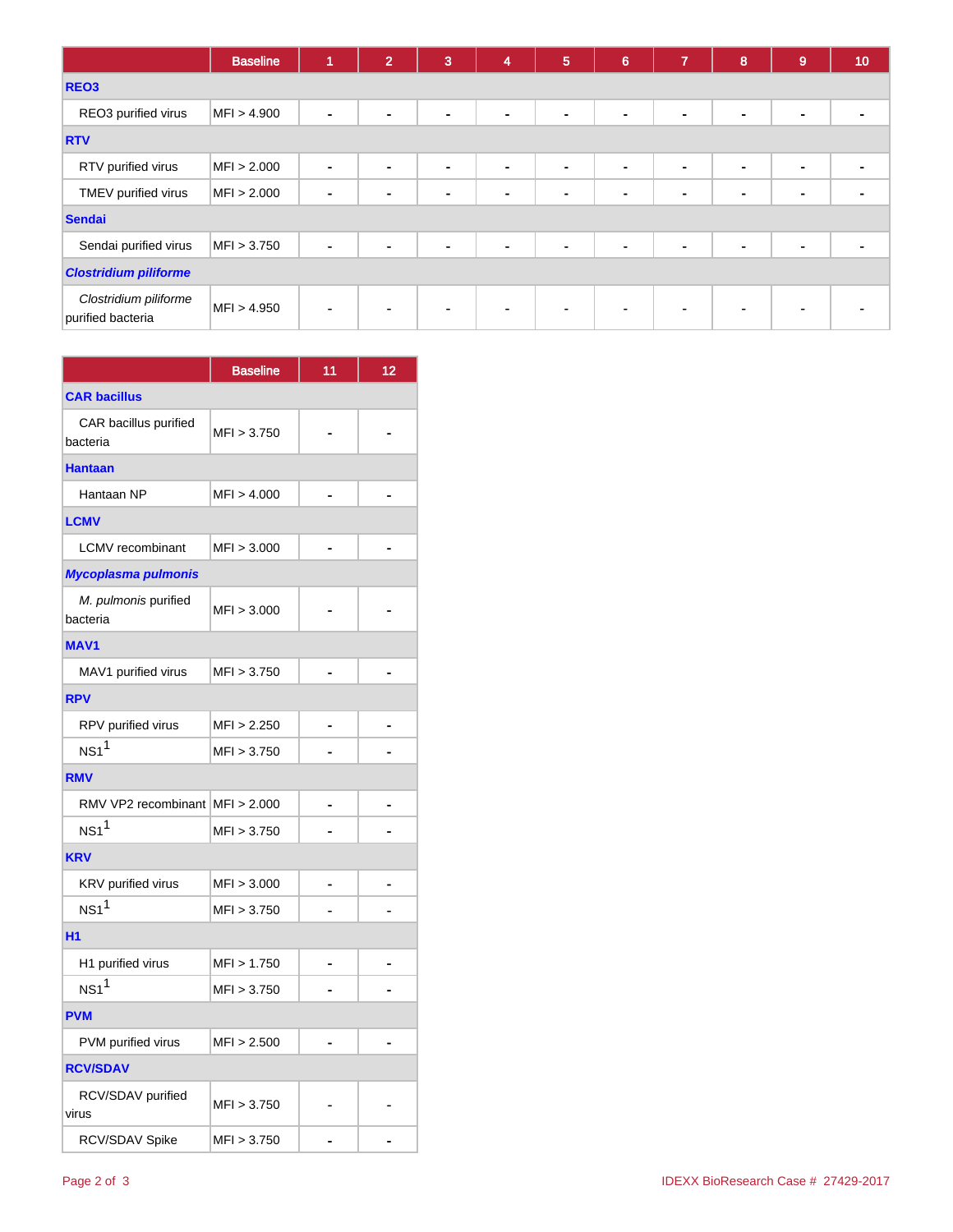| | Baseline | 1 | 2 | 3 | 4 | 5 | 6 | 7 | 8 | 9 | 10 |
|---|---|---|---|---|---|---|---|---|---|---|---|
| **REO3** | | | | | | | | | | | |
| REO3 purified virus | MFI > 4.900 | - | - | - | - | - | - | - | - | - | - |
| **RTV** | | | | | | | | | | | |
| RTV purified virus | MFI > 2.000 | - | - | - | - | - | - | - | - | - | - |
| TMEV purified virus | MFI > 2.000 | - | - | - | - | - | - | - | - | - | - |
| **Sendai** | | | | | | | | | | | |
| Sendai purified virus | MFI > 3.750 | - | - | - | - | - | - | - | - | - | - |
| ***Clostridium piliforme*** | | | | | | | | | | | |
| *Clostridium piliforme* purified bacteria | MFI > 4.950 | - | - | - | - | - | - | - | - | - | - |

| | Baseline | 11 | 12 |
|---|---|---|---|
| **CAR bacillus** | | | |
| CAR bacillus purified bacteria | MFI > 3.750 | - | - |
| **Hantaan** | | | |
| Hantaan NP | MFI > 4.000 | - | - |
| **LCMV** | | | |
| LCMV recombinant | MFI > 3.000 | - | - |
| ***Mycoplasma pulmonis*** | | | |
| *M. pulmonis* purified bacteria | MFI > 3.000 | - | - |
| **MAV1** | | | |
| MAV1 purified virus | MFI > 3.750 | - | - |
| **RPV** | | | |
| RPV purified virus | MFI > 2.250 | - | - |
| NS1[1] | MFI > 3.750 | - | - |
| **RMV** | | | |
| RMV VP2 recombinant | MFI > 2.000 | - | - |
| NS1[1] | MFI > 3.750 | - | - |
| **KRV** | | | |
| KRV purified virus | MFI > 3.000 | - | - |
| NS1[1] | MFI > 3.750 | - | - |
| **H1** | | | |
| H1 purified virus | MFI > 1.750 | - | - |
| NS1[1] | MFI > 3.750 | - | - |
| **PVM** | | | |
| PVM purified virus | MFI > 2.500 | - | - |
| **RCV/SDAV** | | | |
| RCV/SDAV purified virus | MFI > 3.750 | - | - |
| RCV/SDAV Spike | MFI > 3.750 | - | - |

IDEXX BioResearch Case # 27429-2017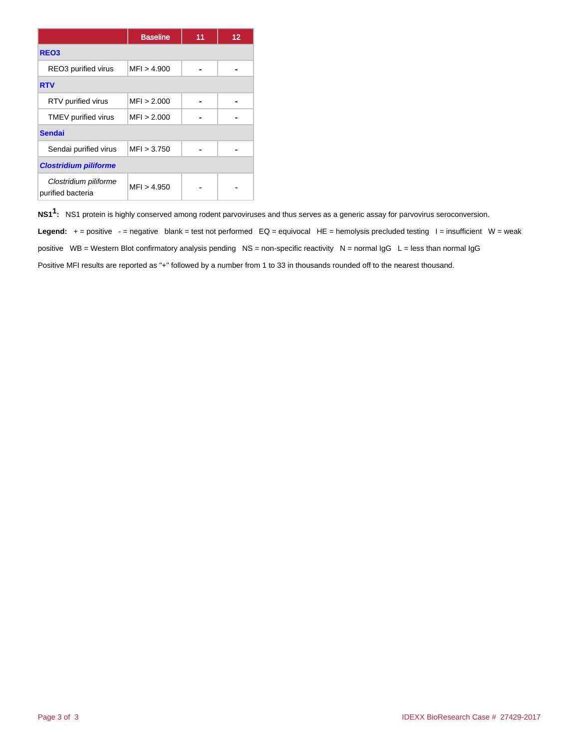| | Baseline | 11 | 12 |
|---|---|---|---|
| **REO3** | | | |
| REO3 purified virus | MFI > 4.900 | - | - |
| **RTV** | | | |
| RTV purified virus | MFI > 2.000 | - | - |
| TMEV purified virus | MFI > 2.000 | - | - |
| **Sendai** | | | |
| Sendai purified virus | MFI > 3.750 | - | - |
| ***Clostridium piliforme*** | | | |
| *Clostridium piliforme* purified bacteria | MFI > 4.950 | - | - |

**NS1[1]:** NS1 protein is highly conserved among rodent parvoviruses and thus serves as a generic assay for parvovirus seroconversion.

**Legend:** + = positive - = negative blank = test not performed EQ = equivocal HE = hemolysis precluded testing I = insufficient W = weak positive WB = Western Blot confirmatory analysis pending NS = non-specific reactivity N = normal IgG L = less than normal IgG

Positive MFI results are reported as "+" followed by a number from 1 to 33 in thousands rounded off to the nearest thousand.

IDEXX BioResearch Case # 27429-2017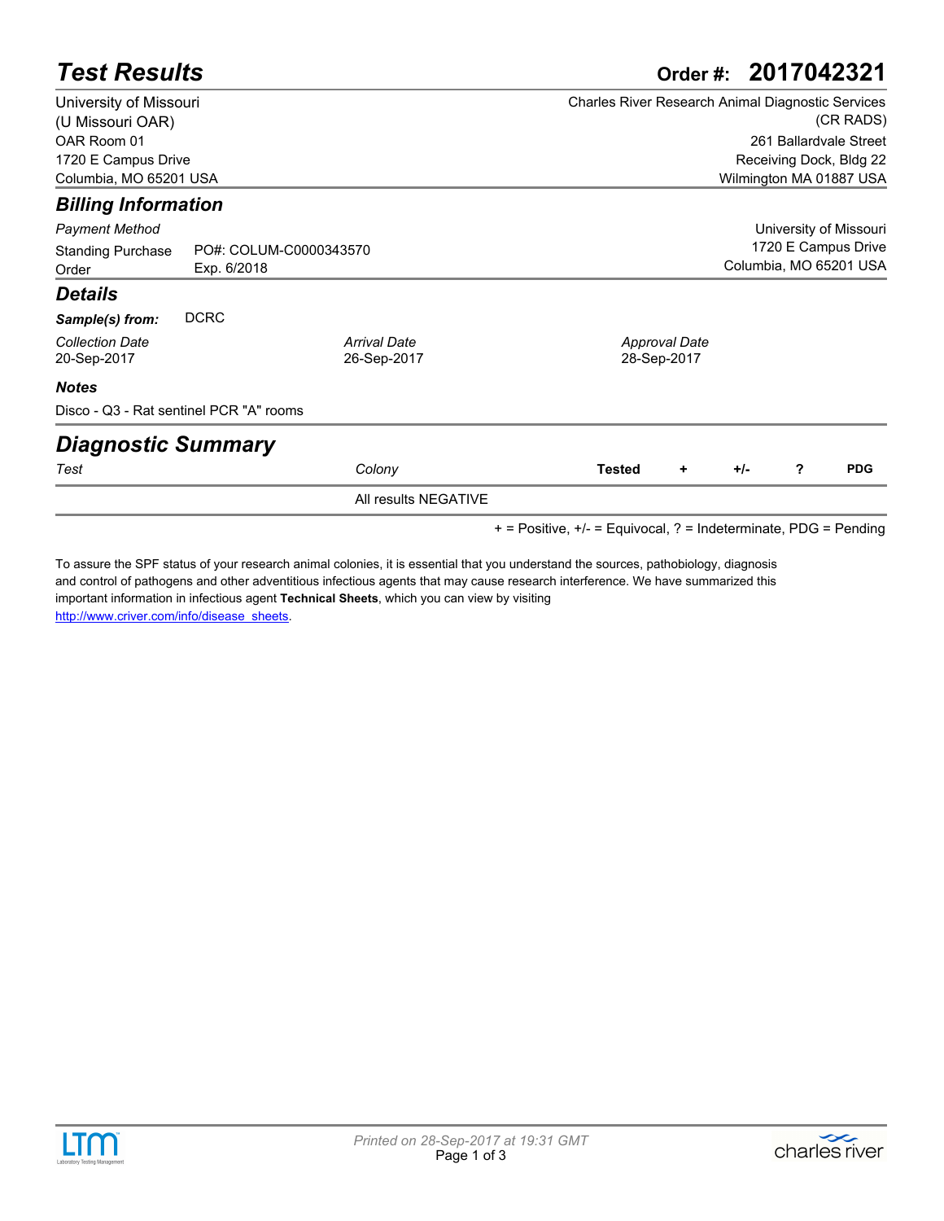# Test Results

**Order #: 2017042321**

University of Missouri
(U Missouri OAR)
OAR Room 01
1720 E Campus Drive
Columbia, MO 65201 USA

Charles River Research Animal Diagnostic Services
(CR RADS)
261 Ballardvale Street
Receiving Dock, Bldg 22
Wilmington MA 01887 USA

## Billing Information

*Payment Method*

Standing Purchase Order — PO#: COLUM-C0000343570, Exp. 6/2018

University of Missouri
1720 E Campus Drive
Columbia, MO 65201 USA

## Details

***Sample(s) from:*** DCRC

| *Collection Date* | *Arrival Date* | *Approval Date* |
|---|---|---|
| 20-Sep-2017 | 26-Sep-2017 | 28-Sep-2017 |

***Notes***

Disco - Q3 - Rat sentinel PCR "A" rooms

## Diagnostic Summary

| *Test* | *Colony* | **Tested** | **+** | **+/-** | **?** | **PDG** |
|---|---|---|---|---|---|---|
| | All results NEGATIVE | | | | | |

+ = Positive, +/- = Equivocal, ? = Indeterminate, PDG = Pending

To assure the SPF status of your research animal colonies, it is essential that you understand the sources, pathobiology, diagnosis and control of pathogens and other adventitious infectious agents that may cause research interference. We have summarized this important information in infectious agent **Technical Sheets**, which you can view by visiting http://www.criver.com/info/disease_sheets.

*Printed on 28-Sep-2017 at 19:31 GMT*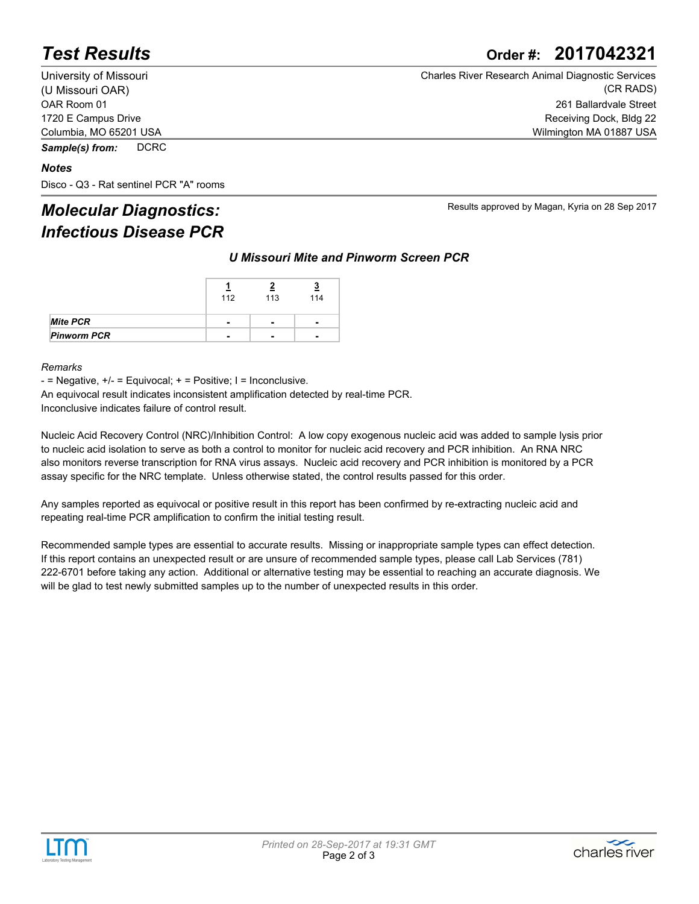# Test Results

**Order #: 2017042321**

University of Missouri
(U Missouri OAR)
OAR Room 01
1720 E Campus Drive
Columbia, MO 65201 USA

Charles River Research Animal Diagnostic Services
(CR RADS)
261 Ballardvale Street
Receiving Dock, Bldg 22
Wilmington MA 01887 USA

***Sample(s) from:*** DCRC

***Notes***

Disco - Q3 - Rat sentinel PCR "A" rooms

## *Molecular Diagnostics: Infectious Disease PCR*

Results approved by Magan, Kyria on 28 Sep 2017

### *U Missouri Mite and Pinworm Screen PCR*

| | 1<br>112 | 2<br>113 | 3<br>114 |
|---|---|---|---|
| ***Mite PCR*** | - | - | - |
| ***Pinworm PCR*** | - | - | - |

*Remarks*

- = Negative, +/- = Equivocal; + = Positive; I = Inconclusive.
An equivocal result indicates inconsistent amplification detected by real-time PCR.
Inconclusive indicates failure of control result.

Nucleic Acid Recovery Control (NRC)/Inhibition Control: A low copy exogenous nucleic acid was added to sample lysis prior to nucleic acid isolation to serve as both a control to monitor for nucleic acid recovery and PCR inhibition. An RNA NRC also monitors reverse transcription for RNA virus assays. Nucleic acid recovery and PCR inhibition is monitored by a PCR assay specific for the NRC template. Unless otherwise stated, the control results passed for this order.

Any samples reported as equivocal or positive result in this report has been confirmed by re-extracting nucleic acid and repeating real-time PCR amplification to confirm the initial testing result.

Recommended sample types are essential to accurate results. Missing or inappropriate sample types can effect detection. If this report contains an unexpected result or are unsure of recommended sample types, please call Lab Services (781) 222-6701 before taking any action. Additional or alternative testing may be essential to reaching an accurate diagnosis. We will be glad to test newly submitted samples up to the number of unexpected results in this order.

*Printed on 28-Sep-2017 at 19:31 GMT*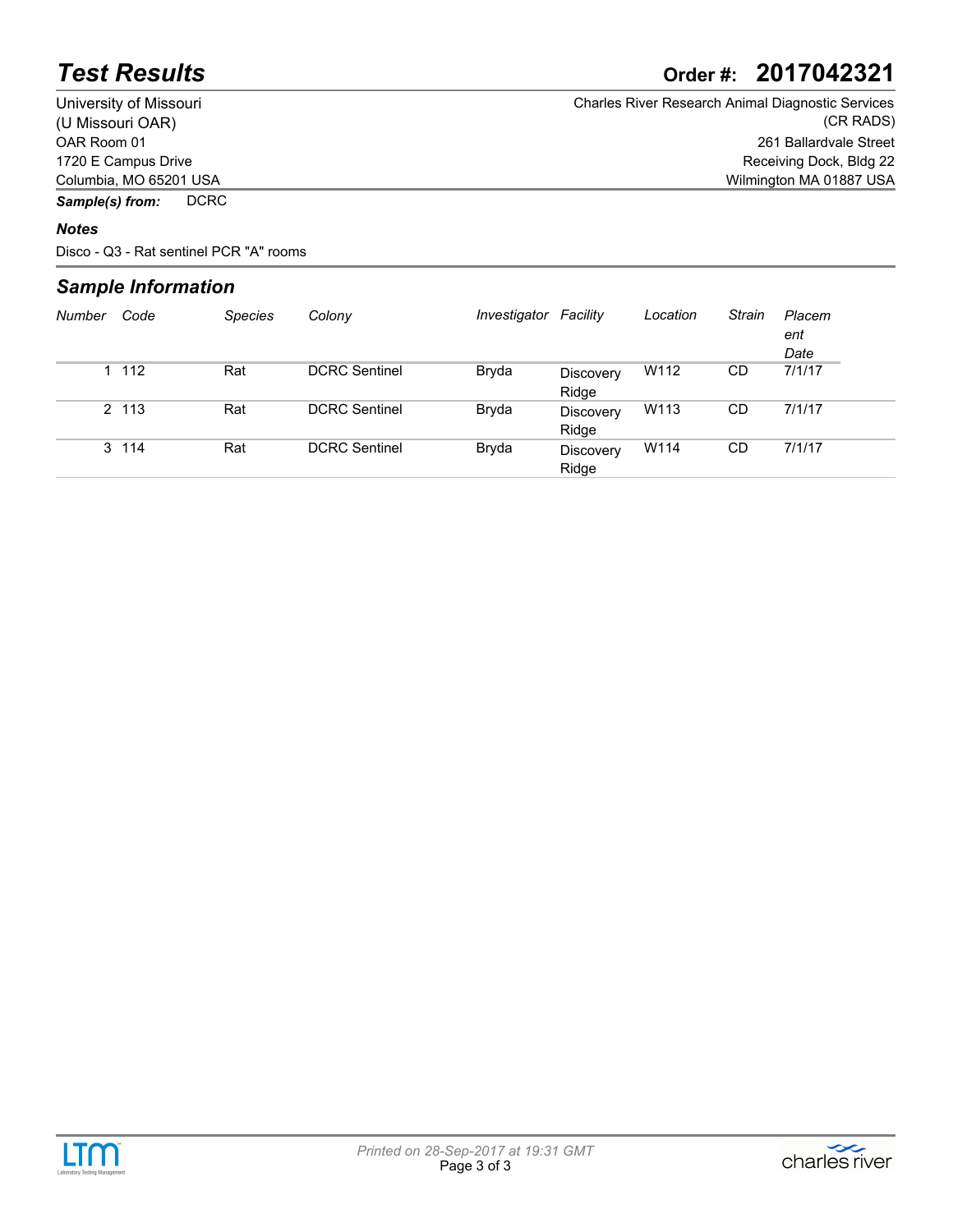# Test Results

**Order #: 2017042321**

University of Missouri
(U Missouri OAR)
OAR Room 01
1720 E Campus Drive
Columbia, MO 65201 USA

Charles River Research Animal Diagnostic Services
(CR RADS)
261 Ballardvale Street
Receiving Dock, Bldg 22
Wilmington MA 01887 USA

***Sample(s) from:*** DCRC

### *Notes*

Disco - Q3 - Rat sentinel PCR "A" rooms

## *Sample Information*

| *Number* | *Code* | *Species* | *Colony* | *Investigator* | *Facility* | *Location* | *Strain* | *Placement Date* |
|---|---|---|---|---|---|---|---|---|
| 1 | 112 | Rat | DCRC Sentinel | Bryda | Discovery Ridge | W112 | CD | 7/1/17 |
| 2 | 113 | Rat | DCRC Sentinel | Bryda | Discovery Ridge | W113 | CD | 7/1/17 |
| 3 | 114 | Rat | DCRC Sentinel | Bryda | Discovery Ridge | W114 | CD | 7/1/17 |

*Printed on 28-Sep-2017 at 19:31 GMT*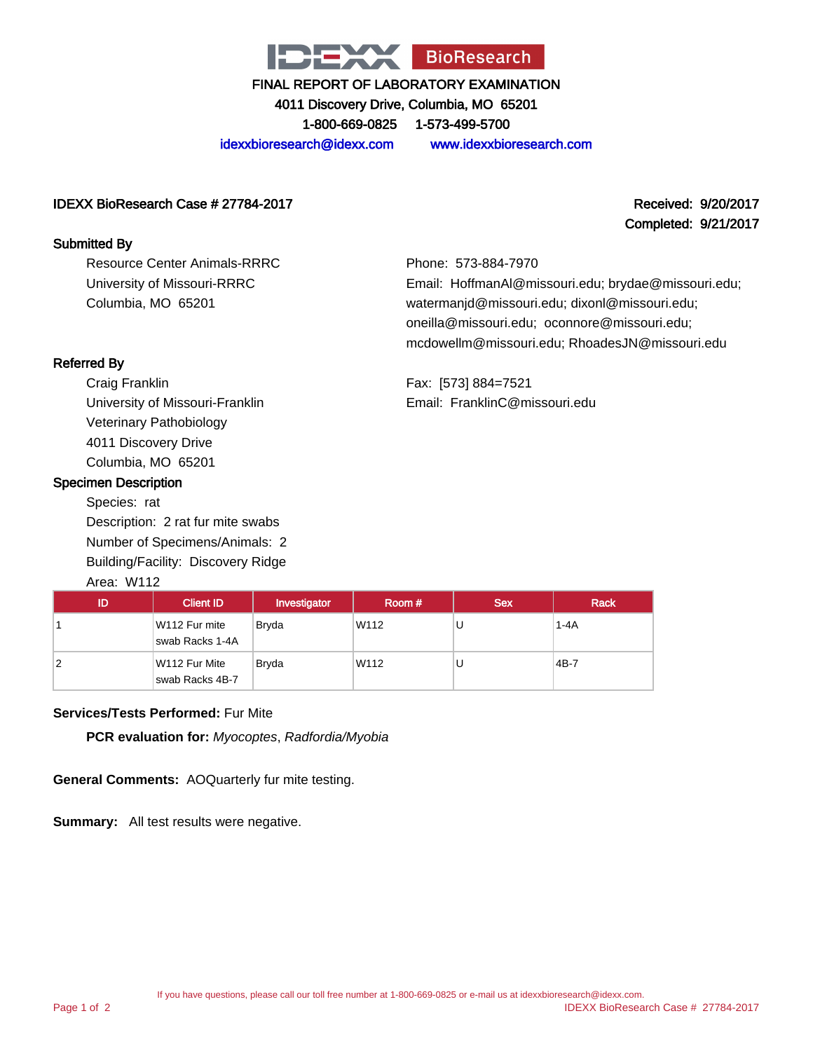IDEXX BioResearch

# FINAL REPORT OF LABORATORY EXAMINATION

4011 Discovery Drive, Columbia, MO 65201

1-800-669-0825 1-573-499-5700

idexxbioresearch@idexx.com www.idexxbioresearch.com

**IDEXX BioResearch Case # 27784-2017**

**Received: 9/20/2017**
**Completed: 9/21/2017**

## Submitted By

Resource Center Animals-RRRC
University of Missouri-RRRC
Columbia, MO 65201

Phone: 573-884-7970
Email: HoffmanAl@missouri.edu; brydae@missouri.edu; watermanjd@missouri.edu; dixonl@missouri.edu; oneilla@missouri.edu; oconnore@missouri.edu; mcdowellm@missouri.edu; RhoadesJN@missouri.edu

## Referred By

Craig Franklin
University of Missouri-Franklin
Veterinary Pathobiology
4011 Discovery Drive
Columbia, MO 65201

Fax: [573] 884=7521
Email: FranklinC@missouri.edu

## Specimen Description

Species: rat
Description: 2 rat fur mite swabs
Number of Specimens/Animals: 2
Building/Facility: Discovery Ridge
Area: W112

| ID | Client ID | Investigator | Room # | Sex | Rack |
|---|---|---|---|---|---|
| 1 | W112 Fur mite swab Racks 1-4A | Bryda | W112 | U | 1-4A |
| 2 | W112 Fur Mite swab Racks 4B-7 | Bryda | W112 | U | 4B-7 |

**Services/Tests Performed:** Fur Mite

**PCR evaluation for:** *Myocoptes*, *Radfordia/Myobia*

**General Comments:** AOQuarterly fur mite testing.

**Summary:** All test results were negative.

If you have questions, please call our toll free number at 1-800-669-0825 or e-mail us at idexxbioresearch@idexx.com.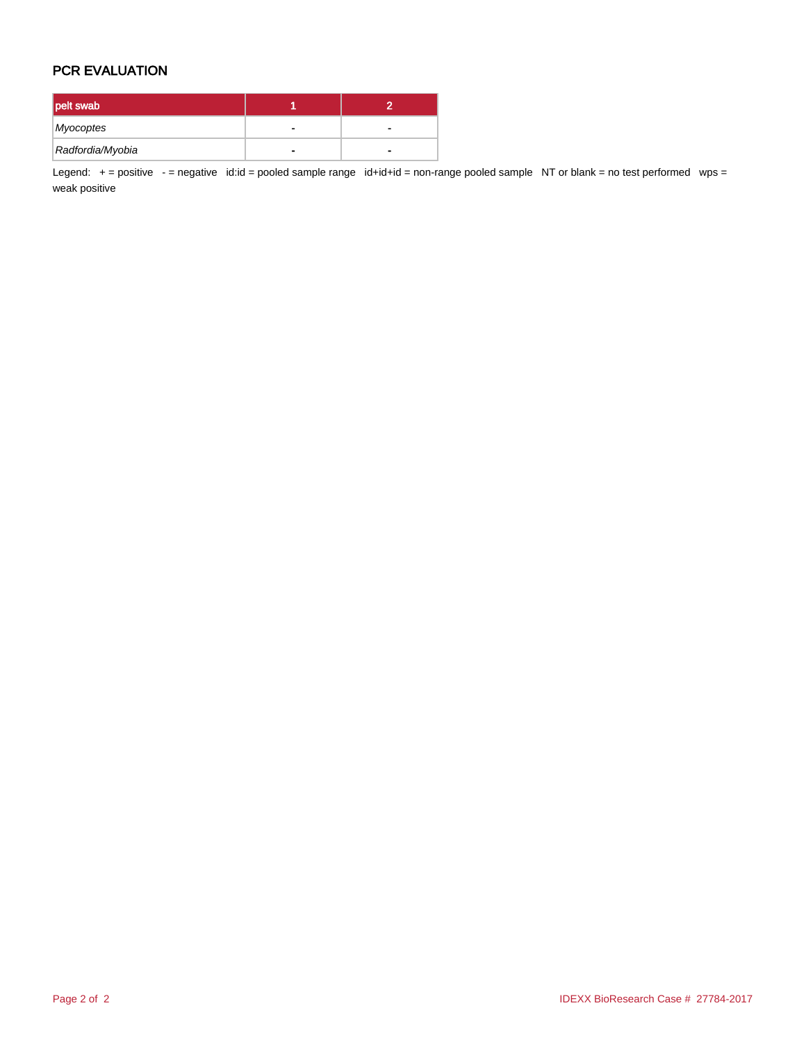## PCR EVALUATION

| pelt swab | 1 | 2 |
|---|---|---|
| *Myocoptes* | - | - |
| *Radfordia/Myobia* | - | - |

Legend: + = positive - = negative id:id = pooled sample range id+id+id = non-range pooled sample NT or blank = no test performed wps = weak positive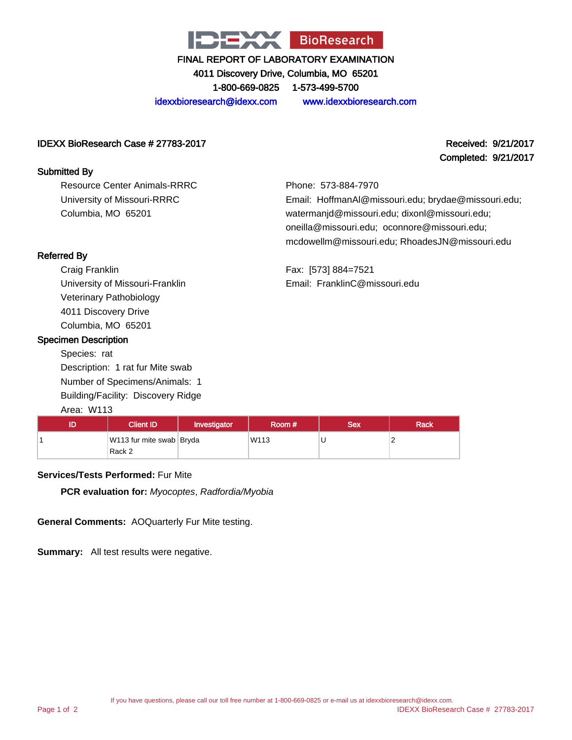IDEXX BioResearch

FINAL REPORT OF LABORATORY EXAMINATION

4011 Discovery Drive, Columbia, MO 65201

1-800-669-0825 1-573-499-5700

idexxbioresearch@idexx.com www.idexxbioresearch.com

**IDEXX BioResearch Case # 27783-2017**

**Received: 9/21/2017**
**Completed: 9/21/2017**

## Submitted By

Resource Center Animals-RRRC
University of Missouri-RRRC
Columbia, MO 65201

Phone: 573-884-7970
Email: HoffmanAl@missouri.edu; brydae@missouri.edu; watermanjd@missouri.edu; dixonl@missouri.edu; oneilla@missouri.edu; oconnore@missouri.edu; mcdowellm@missouri.edu; RhoadesJN@missouri.edu

## Referred By

Craig Franklin
University of Missouri-Franklin
Veterinary Pathobiology
4011 Discovery Drive
Columbia, MO 65201

Fax: [573] 884=7521
Email: FranklinC@missouri.edu

## Specimen Description

Species: rat
Description: 1 rat fur Mite swab
Number of Specimens/Animals: 1
Building/Facility: Discovery Ridge
Area: W113

| ID | Client ID | Investigator | Room # | Sex | Rack |
|---|---|---|---|---|---|
| 1 | W113 fur mite swab Rack 2 | Bryda | W113 | U | 2 |

**Services/Tests Performed:** Fur Mite

**PCR evaluation for:** *Myocoptes*, *Radfordia/Myobia*

**General Comments:** AOQuarterly Fur Mite testing.

**Summary:** All test results were negative.

If you have questions, please call our toll free number at 1-800-669-0825 or e-mail us at idexxbioresearch@idexx.com.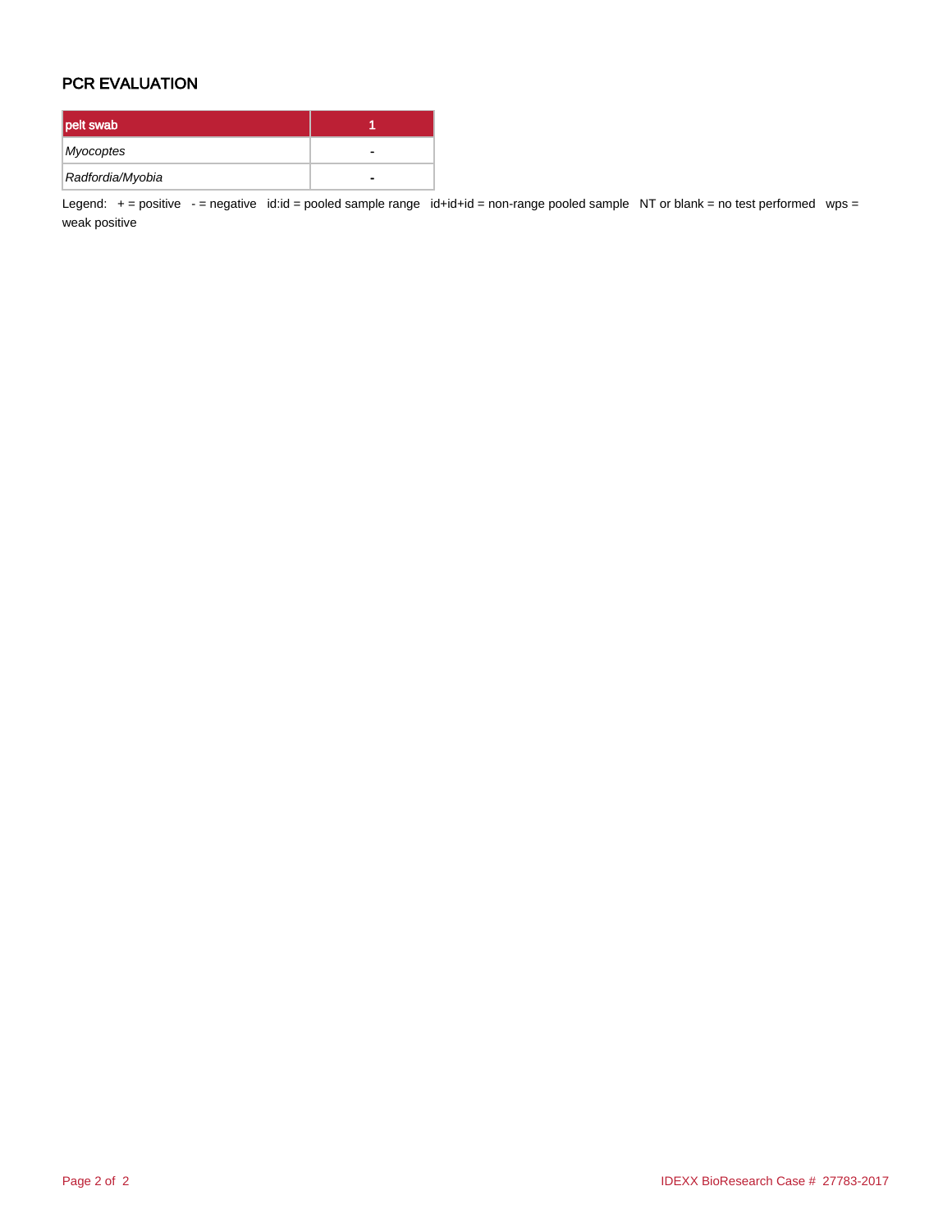## PCR EVALUATION

| pelt swab | 1 |
|---|---|
| *Myocoptes* | - |
| *Radfordia/Myobia* | - |

Legend: + = positive - = negative id:id = pooled sample range id+id+id = non-range pooled sample NT or blank = no test performed wps = weak positive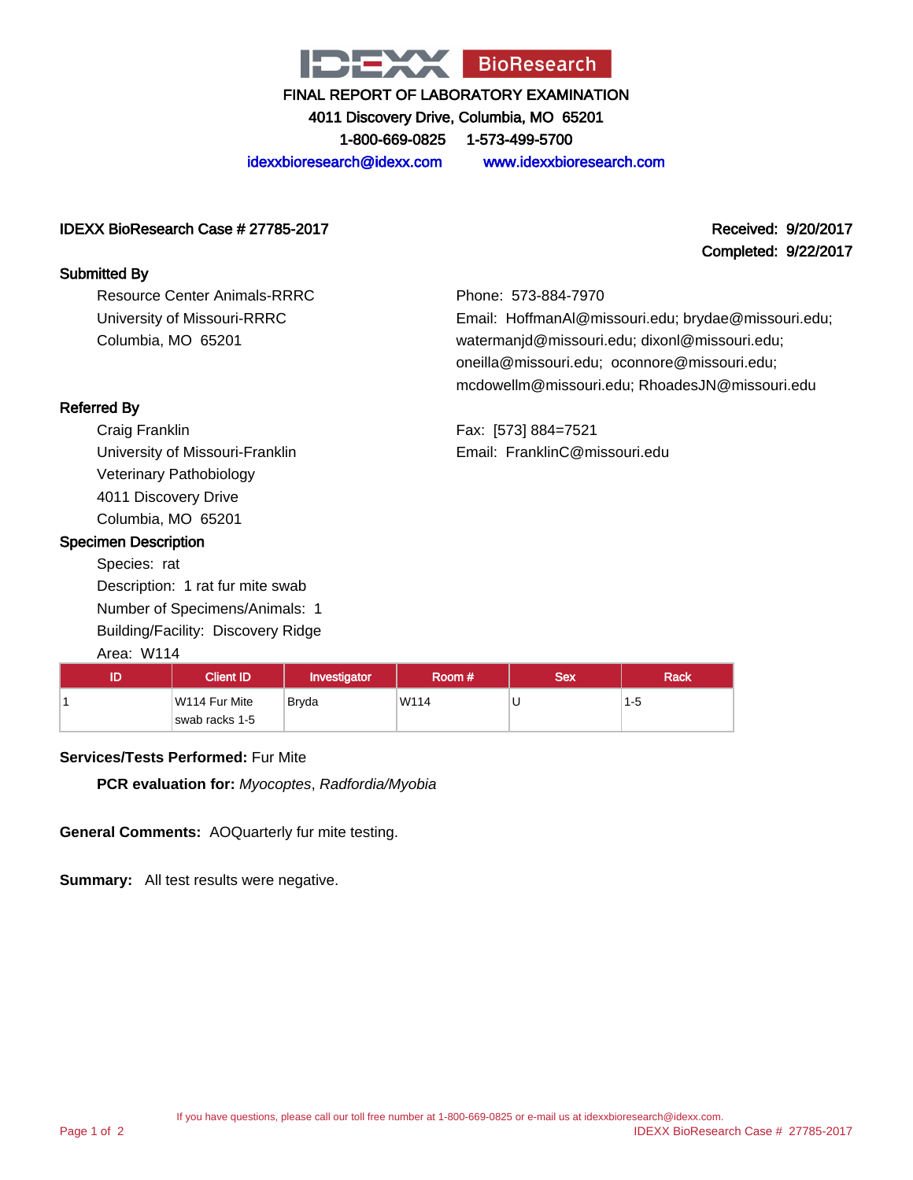IDEXX BioResearch

FINAL REPORT OF LABORATORY EXAMINATION

4011 Discovery Drive, Columbia, MO 65201

1-800-669-0825 1-573-499-5700

idexxbioresearch@idexx.com www.idexxbioresearch.com

**IDEXX BioResearch Case # 27785-2017**

**Received: 9/20/2017**
**Completed: 9/22/2017**

### Submitted By

Resource Center Animals-RRRC
University of Missouri-RRRC
Columbia, MO 65201

Phone: 573-884-7970
Email: HoffmanAl@missouri.edu; brydae@missouri.edu; watermanjd@missouri.edu; dixonl@missouri.edu; oneilla@missouri.edu; oconnore@missouri.edu; mcdowellm@missouri.edu; RhoadesJN@missouri.edu

### Referred By

Craig Franklin
University of Missouri-Franklin
Veterinary Pathobiology
4011 Discovery Drive
Columbia, MO 65201

Fax: [573] 884=7521
Email: FranklinC@missouri.edu

### Specimen Description

Species: rat
Description: 1 rat fur mite swab
Number of Specimens/Animals: 1
Building/Facility: Discovery Ridge
Area: W114

| ID | Client ID | Investigator | Room # | Sex | Rack |
|---|---|---|---|---|---|
| 1 | W114 Fur Mite swab racks 1-5 | Bryda | W114 | U | 1-5 |

**Services/Tests Performed:** Fur Mite

**PCR evaluation for:** *Myocoptes*, *Radfordia/Myobia*

**General Comments:** AOQuarterly fur mite testing.

**Summary:** All test results were negative.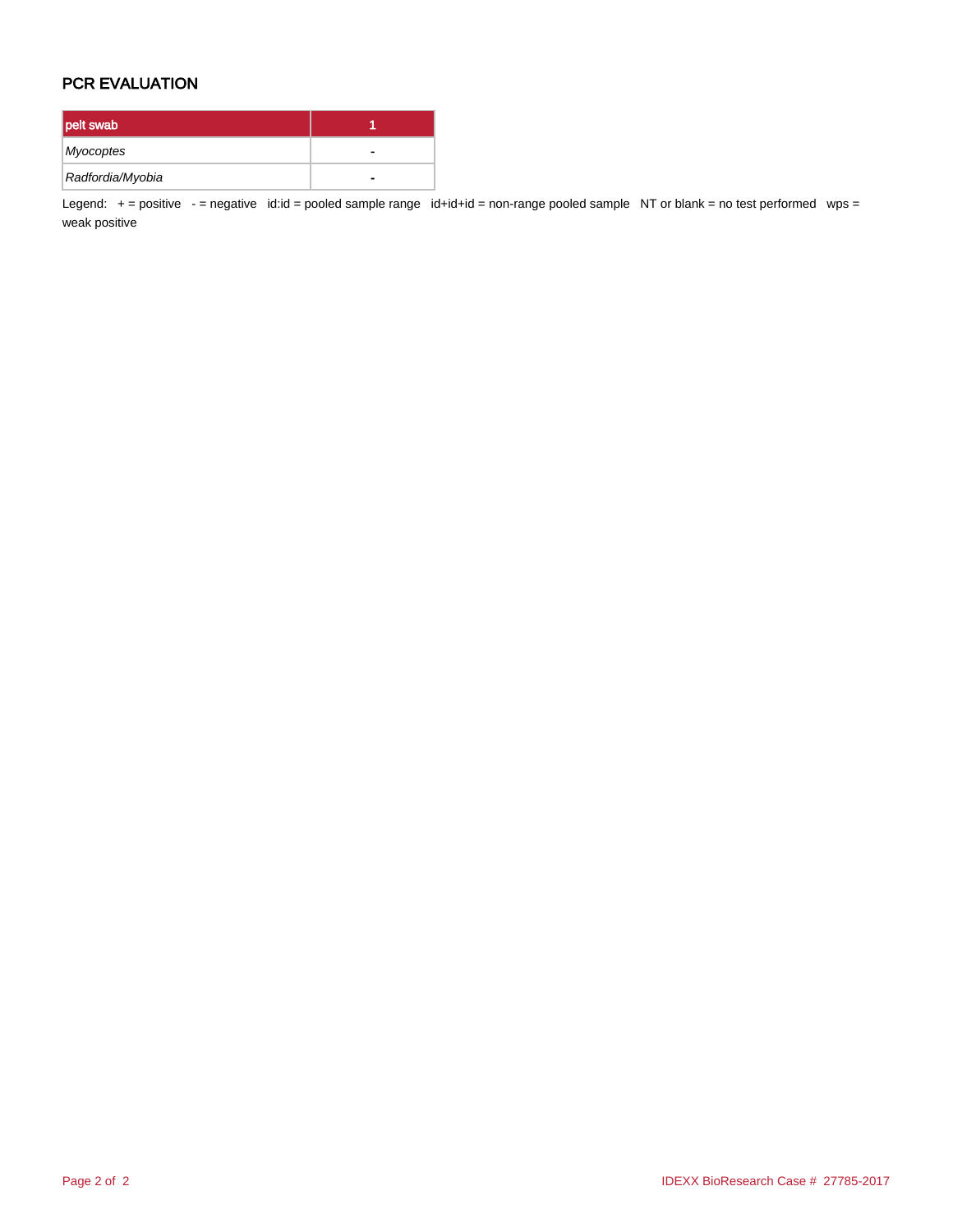## PCR EVALUATION

| pelt swab | 1 |
|---|---|
| *Myocoptes* | - |
| *Radfordia/Myobia* | - |

Legend: + = positive - = negative id:id = pooled sample range id+id+id = non-range pooled sample NT or blank = no test performed wps = weak positive